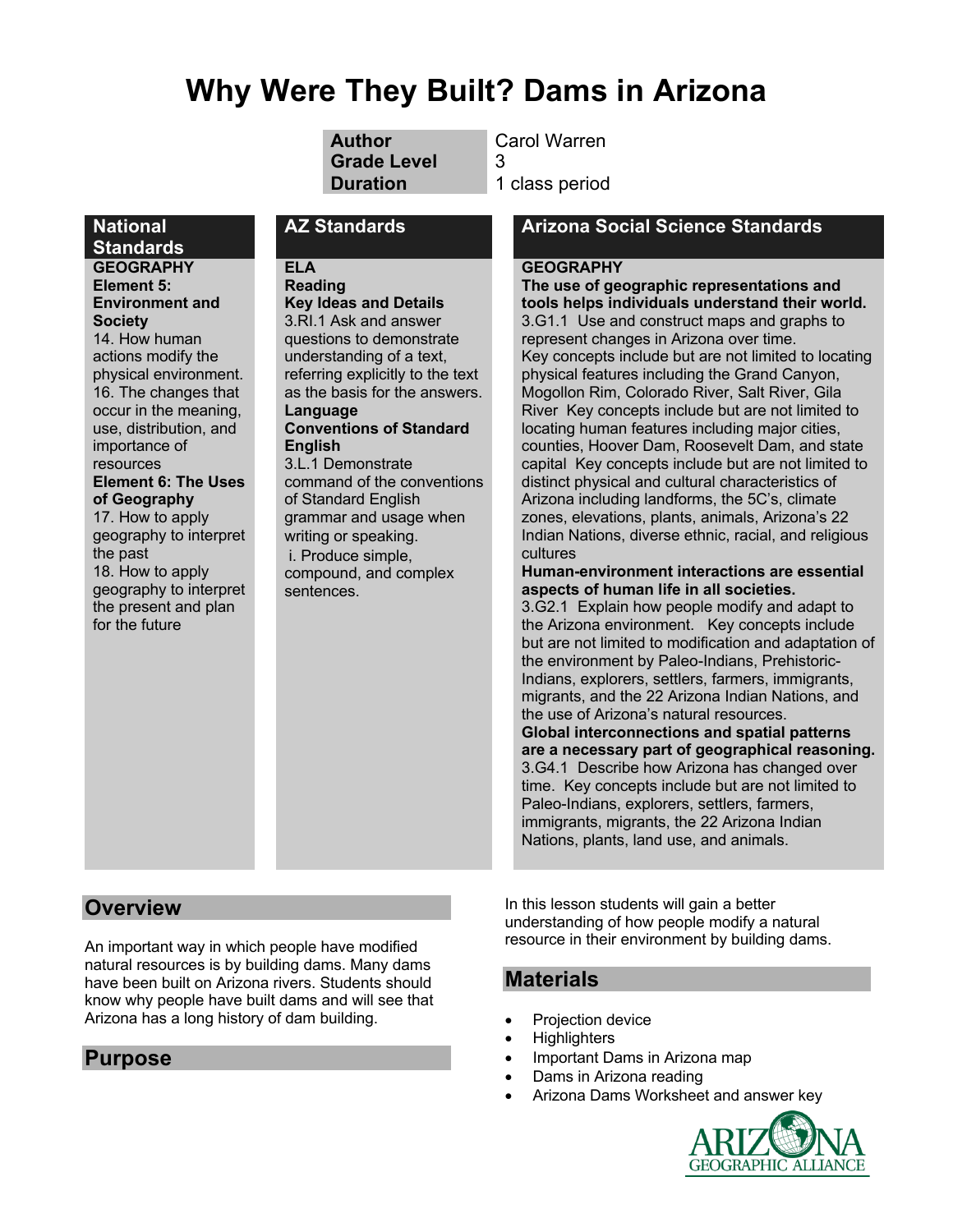# Why Were They Built? Dams in Arizona

| | |
|---|---|
| **Author** | Carol Warren |
| **Grade Level** | 3 |
| **Duration** | 1 class period |

## National Standards

**GEOGRAPHY**
**Element 5: Environment and Society**
14. How human actions modify the physical environment.
16. The changes that occur in the meaning, use, distribution, and importance of resources
**Element 6: The Uses of Geography**
17. How to apply geography to interpret the past
18. How to apply geography to interpret the present and plan for the future

## AZ Standards

**ELA**
**Reading**
**Key Ideas and Details**
3.RI.1 Ask and answer questions to demonstrate understanding of a text, referring explicitly to the text as the basis for the answers.
**Language**
**Conventions of Standard English**
3.L.1 Demonstrate command of the conventions of Standard English grammar and usage when writing or speaking.
i. Produce simple, compound, and complex sentences.

## Arizona Social Science Standards

**GEOGRAPHY**
**The use of geographic representations and tools helps individuals understand their world.**
3.G1.1 Use and construct maps and graphs to represent changes in Arizona over time. Key concepts include but are not limited to locating physical features including the Grand Canyon, Mogollon Rim, Colorado River, Salt River, Gila River Key concepts include but are not limited to locating human features including major cities, counties, Hoover Dam, Roosevelt Dam, and state capital Key concepts include but are not limited to distinct physical and cultural characteristics of Arizona including landforms, the 5C's, climate zones, elevations, plants, animals, Arizona's 22 Indian Nations, diverse ethnic, racial, and religious cultures
**Human-environment interactions are essential aspects of human life in all societies.**
3.G2.1 Explain how people modify and adapt to the Arizona environment. Key concepts include but are not limited to modification and adaptation of the environment by Paleo-Indians, Prehistoric-Indians, explorers, settlers, farmers, immigrants, migrants, and the 22 Arizona Indian Nations, and the use of Arizona's natural resources.
**Global interconnections and spatial patterns are a necessary part of geographical reasoning.**
3.G4.1 Describe how Arizona has changed over time. Key concepts include but are not limited to Paleo-Indians, explorers, settlers, farmers, immigrants, migrants, the 22 Arizona Indian Nations, plants, land use, and animals.

## Overview

An important way in which people have modified natural resources is by building dams. Many dams have been built on Arizona rivers. Students should know why people have built dams and will see that Arizona has a long history of dam building.

## Purpose

In this lesson students will gain a better understanding of how people modify a natural resource in their environment by building dams.

## Materials

- Projection device
- Highlighters
- Important Dams in Arizona map
- Dams in Arizona reading
- Arizona Dams Worksheet and answer key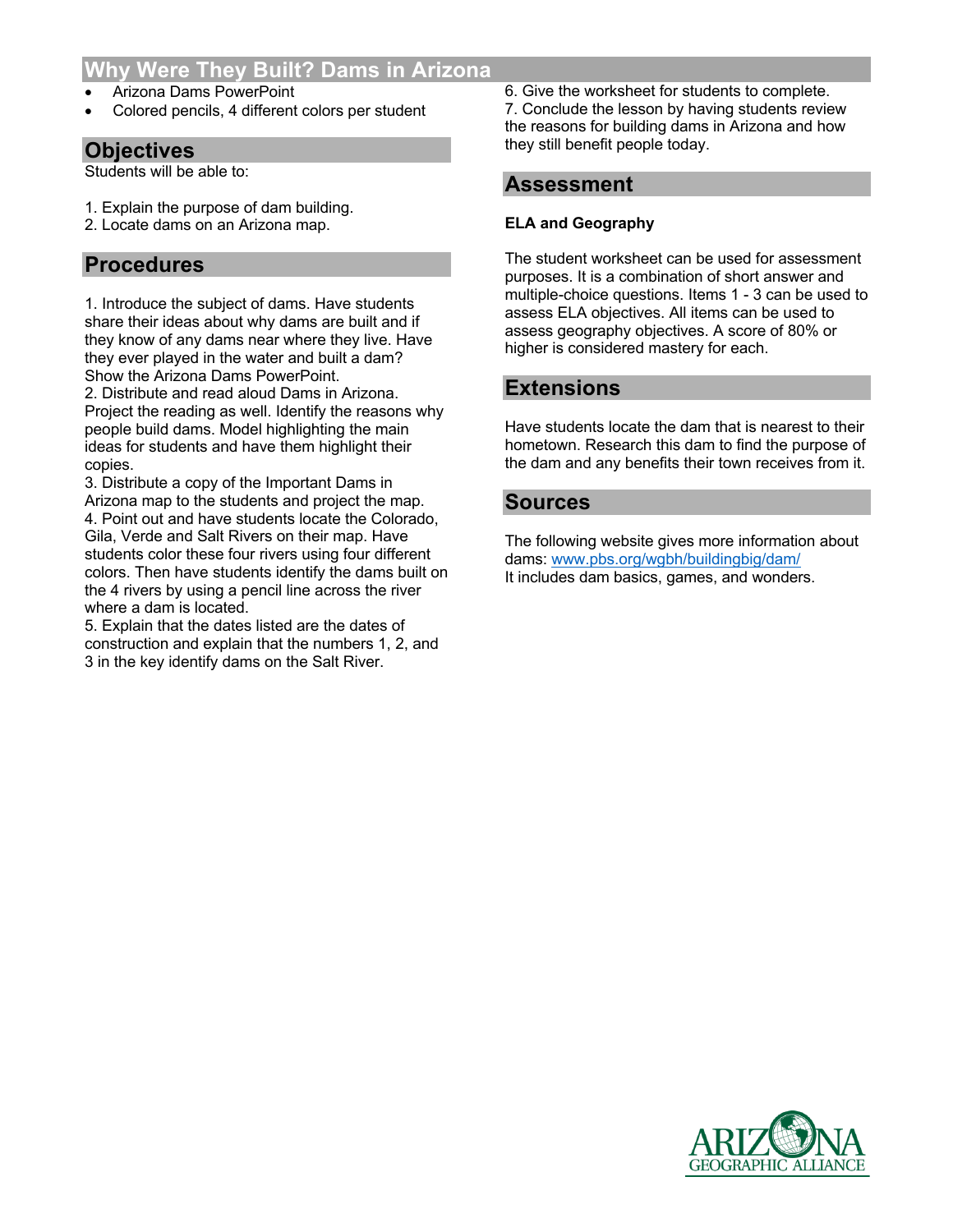## Why Were They Built? Dams in Arizona

- Arizona Dams PowerPoint
- Colored pencils, 4 different colors per student

## Objectives

Students will be able to:

1. Explain the purpose of dam building.
2. Locate dams on an Arizona map.

## Procedures

1. Introduce the subject of dams. Have students share their ideas about why dams are built and if they know of any dams near where they live. Have they ever played in the water and built a dam? Show the Arizona Dams PowerPoint.
2. Distribute and read aloud Dams in Arizona. Project the reading as well. Identify the reasons why people build dams. Model highlighting the main ideas for students and have them highlight their copies.
3. Distribute a copy of the Important Dams in Arizona map to the students and project the map.
4. Point out and have students locate the Colorado, Gila, Verde and Salt Rivers on their map. Have students color these four rivers using four different colors. Then have students identify the dams built on the 4 rivers by using a pencil line across the river where a dam is located.
5. Explain that the dates listed are the dates of construction and explain that the numbers 1, 2, and 3 in the key identify dams on the Salt River.
6. Give the worksheet for students to complete.
7. Conclude the lesson by having students review the reasons for building dams in Arizona and how they still benefit people today.

## Assessment

**ELA and Geography**

The student worksheet can be used for assessment purposes. It is a combination of short answer and multiple-choice questions. Items 1 - 3 can be used to assess ELA objectives. All items can be used to assess geography objectives. A score of 80% or higher is considered mastery for each.

## Extensions

Have students locate the dam that is nearest to their hometown. Research this dam to find the purpose of the dam and any benefits their town receives from it.

## Sources

The following website gives more information about dams: www.pbs.org/wgbh/buildingbig/dam/
It includes dam basics, games, and wonders.